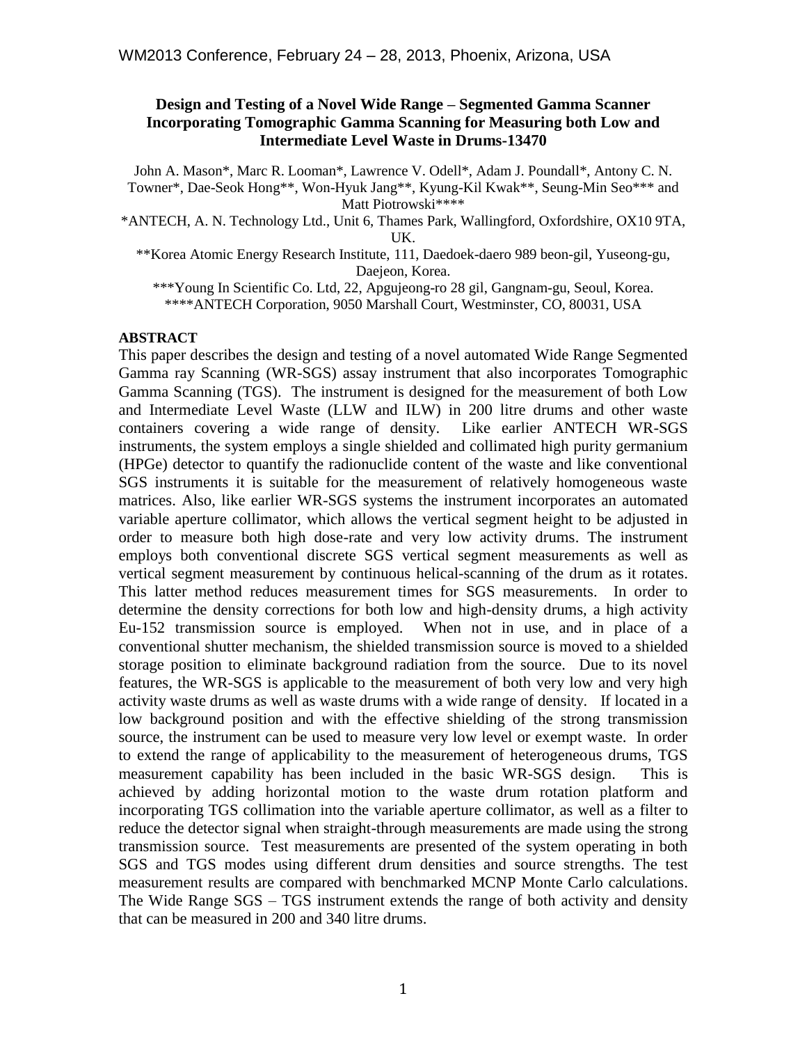# Design and Testing of a Novel Wide Range – Segmented Gamma Scanner Incorporating Tomographic Gamma Scanning for Measuring both Low and Intermediate Level Waste in Drums-13470

John A. Mason*, Marc R. Looman*, Lawrence V. Odell*, Adam J. Poundall*, Antony C. N. Towner*, Dae-Seok Hong**, Won-Hyuk Jang**, Kyung-Kil Kwak**, Seung-Min Seo*** and Matt Piotrowski****

*ANTECH, A. N. Technology Ltd., Unit 6, Thames Park, Wallingford, Oxfordshire, OX10 9TA, UK.

**Korea Atomic Energy Research Institute, 111, Daedoek-daero 989 beon-gil, Yuseong-gu, Daejeon, Korea.

***Young In Scientific Co. Ltd, 22, Apgujeong-ro 28 gil, Gangnam-gu, Seoul, Korea.

****ANTECH Corporation, 9050 Marshall Court, Westminster, CO, 80031, USA

## ABSTRACT

This paper describes the design and testing of a novel automated Wide Range Segmented Gamma ray Scanning (WR-SGS) assay instrument that also incorporates Tomographic Gamma Scanning (TGS). The instrument is designed for the measurement of both Low and Intermediate Level Waste (LLW and ILW) in 200 litre drums and other waste containers covering a wide range of density. Like earlier ANTECH WR-SGS instruments, the system employs a single shielded and collimated high purity germanium (HPGe) detector to quantify the radionuclide content of the waste and like conventional SGS instruments it is suitable for the measurement of relatively homogeneous waste matrices. Also, like earlier WR-SGS systems the instrument incorporates an automated variable aperture collimator, which allows the vertical segment height to be adjusted in order to measure both high dose-rate and very low activity drums. The instrument employs both conventional discrete SGS vertical segment measurements as well as vertical segment measurement by continuous helical-scanning of the drum as it rotates. This latter method reduces measurement times for SGS measurements. In order to determine the density corrections for both low and high-density drums, a high activity Eu-152 transmission source is employed. When not in use, and in place of a conventional shutter mechanism, the shielded transmission source is moved to a shielded storage position to eliminate background radiation from the source. Due to its novel features, the WR-SGS is applicable to the measurement of both very low and very high activity waste drums as well as waste drums with a wide range of density. If located in a low background position and with the effective shielding of the strong transmission source, the instrument can be used to measure very low level or exempt waste. In order to extend the range of applicability to the measurement of heterogeneous drums, TGS measurement capability has been included in the basic WR-SGS design. This is achieved by adding horizontal motion to the waste drum rotation platform and incorporating TGS collimation into the variable aperture collimator, as well as a filter to reduce the detector signal when straight-through measurements are made using the strong transmission source. Test measurements are presented of the system operating in both SGS and TGS modes using different drum densities and source strengths. The test measurement results are compared with benchmarked MCNP Monte Carlo calculations. The Wide Range SGS – TGS instrument extends the range of both activity and density that can be measured in 200 and 340 litre drums.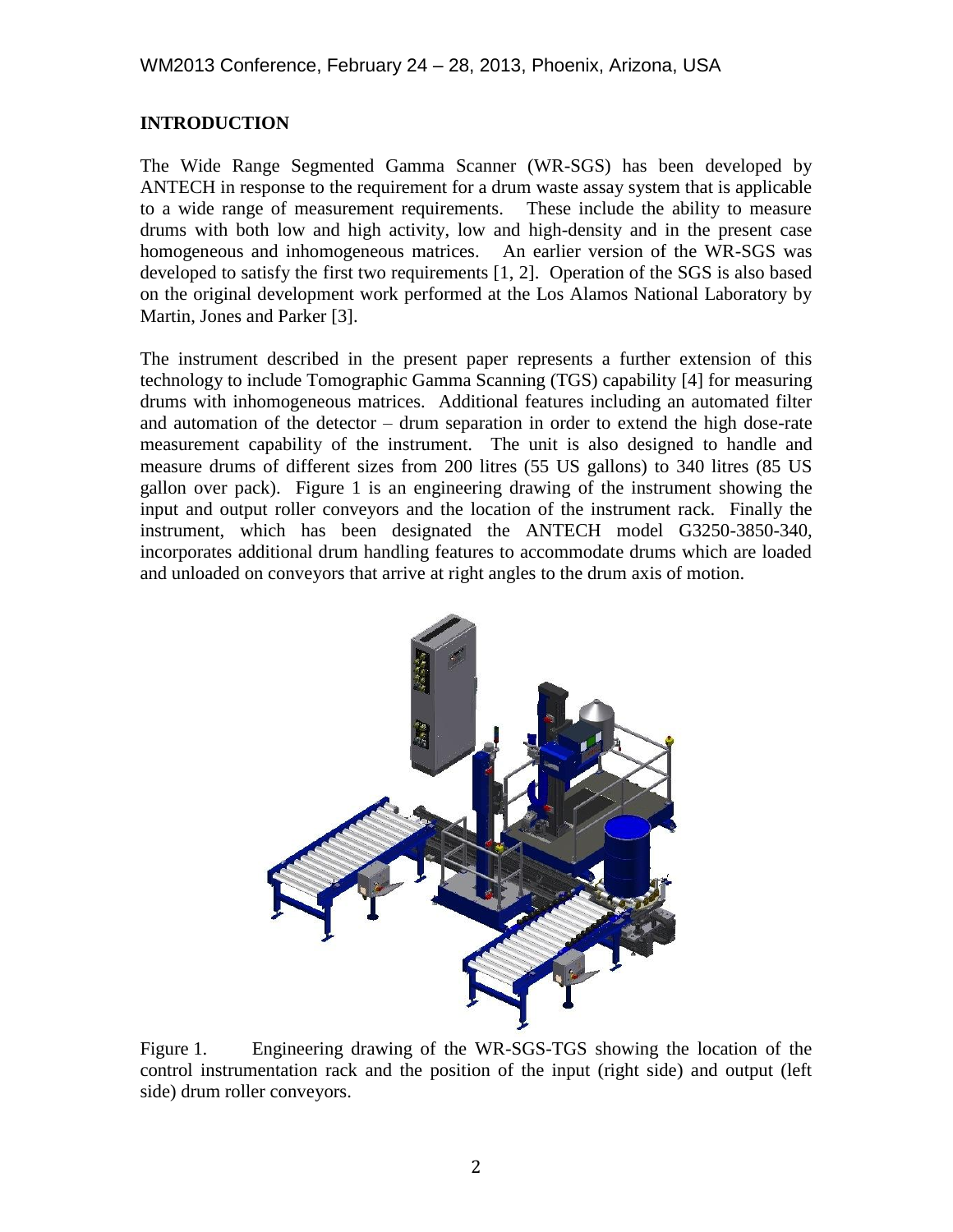## INTRODUCTION

The Wide Range Segmented Gamma Scanner (WR-SGS) has been developed by ANTECH in response to the requirement for a drum waste assay system that is applicable to a wide range of measurement requirements. These include the ability to measure drums with both low and high activity, low and high-density and in the present case homogeneous and inhomogeneous matrices. An earlier version of the WR-SGS was developed to satisfy the first two requirements [1, 2]. Operation of the SGS is also based on the original development work performed at the Los Alamos National Laboratory by Martin, Jones and Parker [3].

The instrument described in the present paper represents a further extension of this technology to include Tomographic Gamma Scanning (TGS) capability [4] for measuring drums with inhomogeneous matrices. Additional features including an automated filter and automation of the detector – drum separation in order to extend the high dose-rate measurement capability of the instrument. The unit is also designed to handle and measure drums of different sizes from 200 litres (55 US gallons) to 340 litres (85 US gallon over pack). Figure 1 is an engineering drawing of the instrument showing the input and output roller conveyors and the location of the instrument rack. Finally the instrument, which has been designated the ANTECH model G3250-3850-340, incorporates additional drum handling features to accommodate drums which are loaded and unloaded on conveyors that arrive at right angles to the drum axis of motion.

Figure 1. Engineering drawing of the WR-SGS-TGS showing the location of the control instrumentation rack and the position of the input (right side) and output (left side) drum roller conveyors.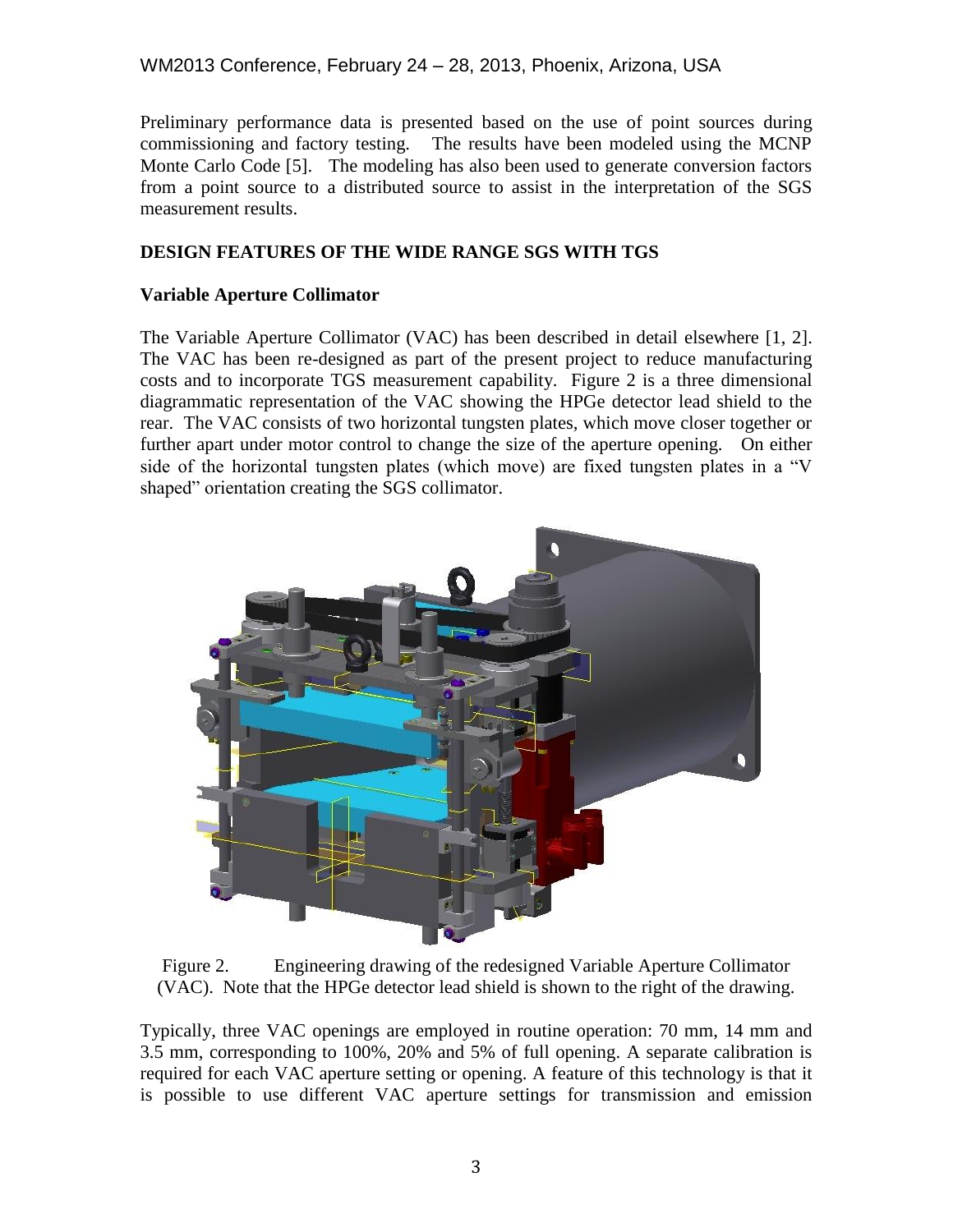Preliminary performance data is presented based on the use of point sources during commissioning and factory testing. The results have been modeled using the MCNP Monte Carlo Code [5]. The modeling has also been used to generate conversion factors from a point source to a distributed source to assist in the interpretation of the SGS measurement results.

## DESIGN FEATURES OF THE WIDE RANGE SGS WITH TGS

### Variable Aperture Collimator

The Variable Aperture Collimator (VAC) has been described in detail elsewhere [1, 2]. The VAC has been re-designed as part of the present project to reduce manufacturing costs and to incorporate TGS measurement capability. Figure 2 is a three dimensional diagrammatic representation of the VAC showing the HPGe detector lead shield to the rear. The VAC consists of two horizontal tungsten plates, which move closer together or further apart under motor control to change the size of the aperture opening. On either side of the horizontal tungsten plates (which move) are fixed tungsten plates in a "V shaped" orientation creating the SGS collimator.

Figure 2. Engineering drawing of the redesigned Variable Aperture Collimator (VAC). Note that the HPGe detector lead shield is shown to the right of the drawing.

Typically, three VAC openings are employed in routine operation: 70 mm, 14 mm and 3.5 mm, corresponding to 100%, 20% and 5% of full opening. A separate calibration is required for each VAC aperture setting or opening. A feature of this technology is that it is possible to use different VAC aperture settings for transmission and emission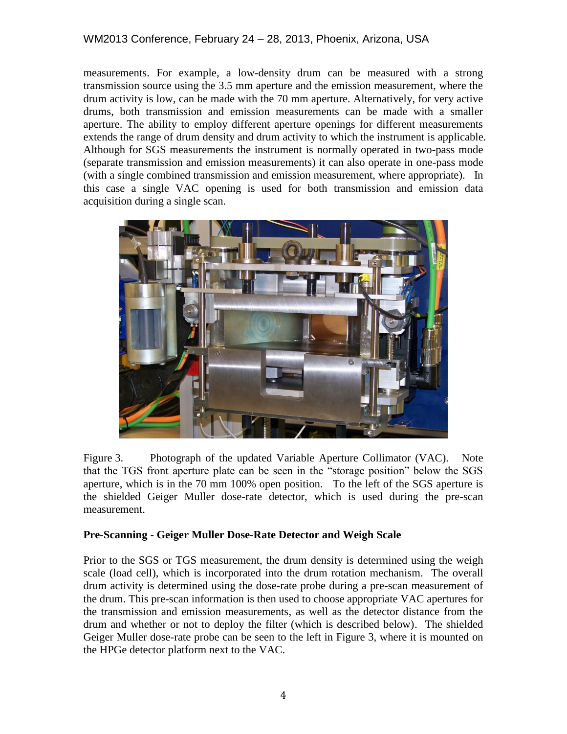measurements. For example, a low-density drum can be measured with a strong transmission source using the 3.5 mm aperture and the emission measurement, where the drum activity is low, can be made with the 70 mm aperture. Alternatively, for very active drums, both transmission and emission measurements can be made with a smaller aperture. The ability to employ different aperture openings for different measurements extends the range of drum density and drum activity to which the instrument is applicable. Although for SGS measurements the instrument is normally operated in two-pass mode (separate transmission and emission measurements) it can also operate in one-pass mode (with a single combined transmission and emission measurement, where appropriate). In this case a single VAC opening is used for both transmission and emission data acquisition during a single scan.

Figure 3. Photograph of the updated Variable Aperture Collimator (VAC). Note that the TGS front aperture plate can be seen in the "storage position" below the SGS aperture, which is in the 70 mm 100% open position. To the left of the SGS aperture is the shielded Geiger Muller dose-rate detector, which is used during the pre-scan measurement.

**Pre-Scanning - Geiger Muller Dose-Rate Detector and Weigh Scale**

Prior to the SGS or TGS measurement, the drum density is determined using the weigh scale (load cell), which is incorporated into the drum rotation mechanism. The overall drum activity is determined using the dose-rate probe during a pre-scan measurement of the drum. This pre-scan information is then used to choose appropriate VAC apertures for the transmission and emission measurements, as well as the detector distance from the drum and whether or not to deploy the filter (which is described below). The shielded Geiger Muller dose-rate probe can be seen to the left in Figure 3, where it is mounted on the HPGe detector platform next to the VAC.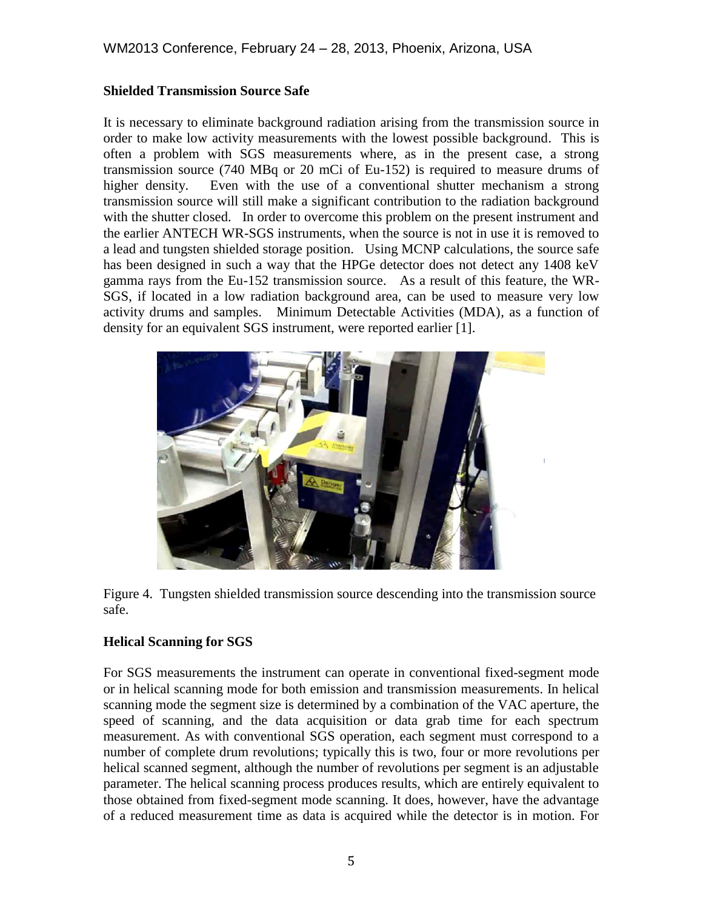### Shielded Transmission Source Safe

It is necessary to eliminate background radiation arising from the transmission source in order to make low activity measurements with the lowest possible background. This is often a problem with SGS measurements where, as in the present case, a strong transmission source (740 MBq or 20 mCi of Eu-152) is required to measure drums of higher density. Even with the use of a conventional shutter mechanism a strong transmission source will still make a significant contribution to the radiation background with the shutter closed. In order to overcome this problem on the present instrument and the earlier ANTECH WR-SGS instruments, when the source is not in use it is removed to a lead and tungsten shielded storage position. Using MCNP calculations, the source safe has been designed in such a way that the HPGe detector does not detect any 1408 keV gamma rays from the Eu-152 transmission source. As a result of this feature, the WR-SGS, if located in a low radiation background area, can be used to measure very low activity drums and samples. Minimum Detectable Activities (MDA), as a function of density for an equivalent SGS instrument, were reported earlier [1].

Figure 4. Tungsten shielded transmission source descending into the transmission source safe.

### Helical Scanning for SGS

For SGS measurements the instrument can operate in conventional fixed-segment mode or in helical scanning mode for both emission and transmission measurements. In helical scanning mode the segment size is determined by a combination of the VAC aperture, the speed of scanning, and the data acquisition or data grab time for each spectrum measurement. As with conventional SGS operation, each segment must correspond to a number of complete drum revolutions; typically this is two, four or more revolutions per helical scanned segment, although the number of revolutions per segment is an adjustable parameter. The helical scanning process produces results, which are entirely equivalent to those obtained from fixed-segment mode scanning. It does, however, have the advantage of a reduced measurement time as data is acquired while the detector is in motion. For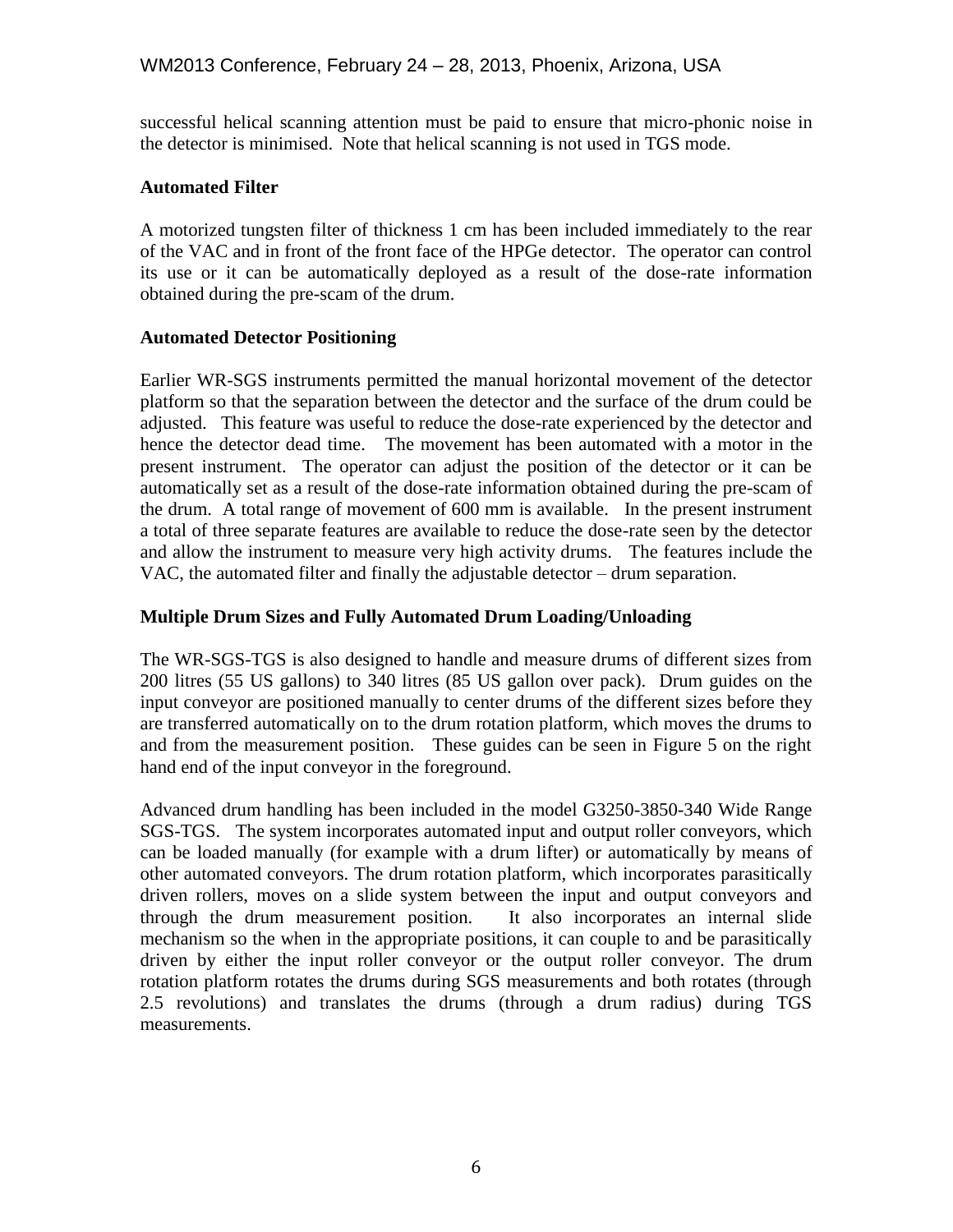successful helical scanning attention must be paid to ensure that micro-phonic noise in the detector is minimised. Note that helical scanning is not used in TGS mode.

**Automated Filter**

A motorized tungsten filter of thickness 1 cm has been included immediately to the rear of the VAC and in front of the front face of the HPGe detector. The operator can control its use or it can be automatically deployed as a result of the dose-rate information obtained during the pre-scam of the drum.

**Automated Detector Positioning**

Earlier WR-SGS instruments permitted the manual horizontal movement of the detector platform so that the separation between the detector and the surface of the drum could be adjusted. This feature was useful to reduce the dose-rate experienced by the detector and hence the detector dead time. The movement has been automated with a motor in the present instrument. The operator can adjust the position of the detector or it can be automatically set as a result of the dose-rate information obtained during the pre-scam of the drum. A total range of movement of 600 mm is available. In the present instrument a total of three separate features are available to reduce the dose-rate seen by the detector and allow the instrument to measure very high activity drums. The features include the VAC, the automated filter and finally the adjustable detector – drum separation.

**Multiple Drum Sizes and Fully Automated Drum Loading/Unloading**

The WR-SGS-TGS is also designed to handle and measure drums of different sizes from 200 litres (55 US gallons) to 340 litres (85 US gallon over pack). Drum guides on the input conveyor are positioned manually to center drums of the different sizes before they are transferred automatically on to the drum rotation platform, which moves the drums to and from the measurement position. These guides can be seen in Figure 5 on the right hand end of the input conveyor in the foreground.

Advanced drum handling has been included in the model G3250-3850-340 Wide Range SGS-TGS. The system incorporates automated input and output roller conveyors, which can be loaded manually (for example with a drum lifter) or automatically by means of other automated conveyors. The drum rotation platform, which incorporates parasitically driven rollers, moves on a slide system between the input and output conveyors and through the drum measurement position. It also incorporates an internal slide mechanism so the when in the appropriate positions, it can couple to and be parasitically driven by either the input roller conveyor or the output roller conveyor. The drum rotation platform rotates the drums during SGS measurements and both rotates (through 2.5 revolutions) and translates the drums (through a drum radius) during TGS measurements.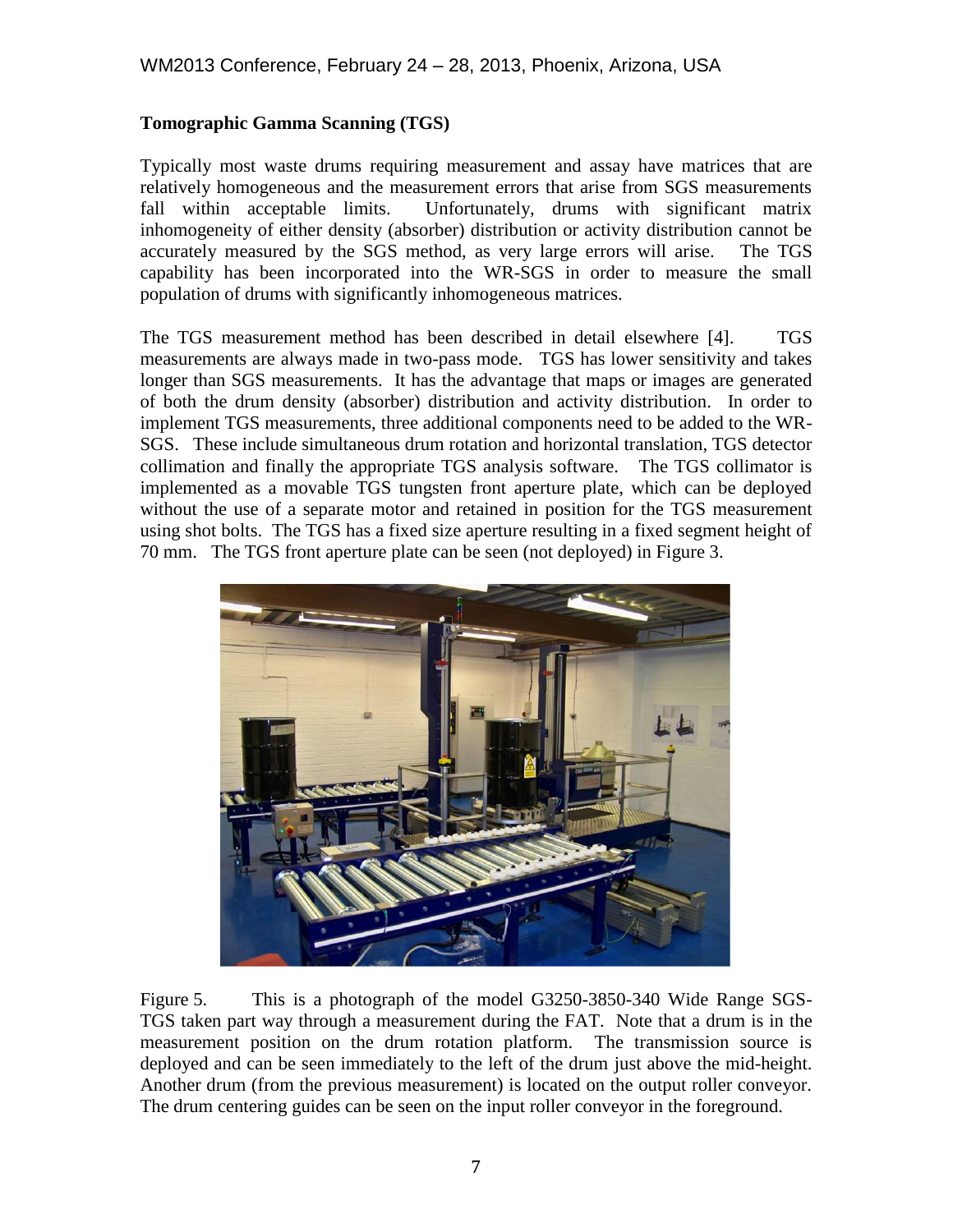**Tomographic Gamma Scanning (TGS)**

Typically most waste drums requiring measurement and assay have matrices that are relatively homogeneous and the measurement errors that arise from SGS measurements fall within acceptable limits. Unfortunately, drums with significant matrix inhomogeneity of either density (absorber) distribution or activity distribution cannot be accurately measured by the SGS method, as very large errors will arise. The TGS capability has been incorporated into the WR-SGS in order to measure the small population of drums with significantly inhomogeneous matrices.

The TGS measurement method has been described in detail elsewhere [4]. TGS measurements are always made in two-pass mode. TGS has lower sensitivity and takes longer than SGS measurements. It has the advantage that maps or images are generated of both the drum density (absorber) distribution and activity distribution. In order to implement TGS measurements, three additional components need to be added to the WR-SGS. These include simultaneous drum rotation and horizontal translation, TGS detector collimation and finally the appropriate TGS analysis software. The TGS collimator is implemented as a movable TGS tungsten front aperture plate, which can be deployed without the use of a separate motor and retained in position for the TGS measurement using shot bolts. The TGS has a fixed size aperture resulting in a fixed segment height of 70 mm. The TGS front aperture plate can be seen (not deployed) in Figure 3.

Figure 5. This is a photograph of the model G3250-3850-340 Wide Range SGS-TGS taken part way through a measurement during the FAT. Note that a drum is in the measurement position on the drum rotation platform. The transmission source is deployed and can be seen immediately to the left of the drum just above the mid-height. Another drum (from the previous measurement) is located on the output roller conveyor. The drum centering guides can be seen on the input roller conveyor in the foreground.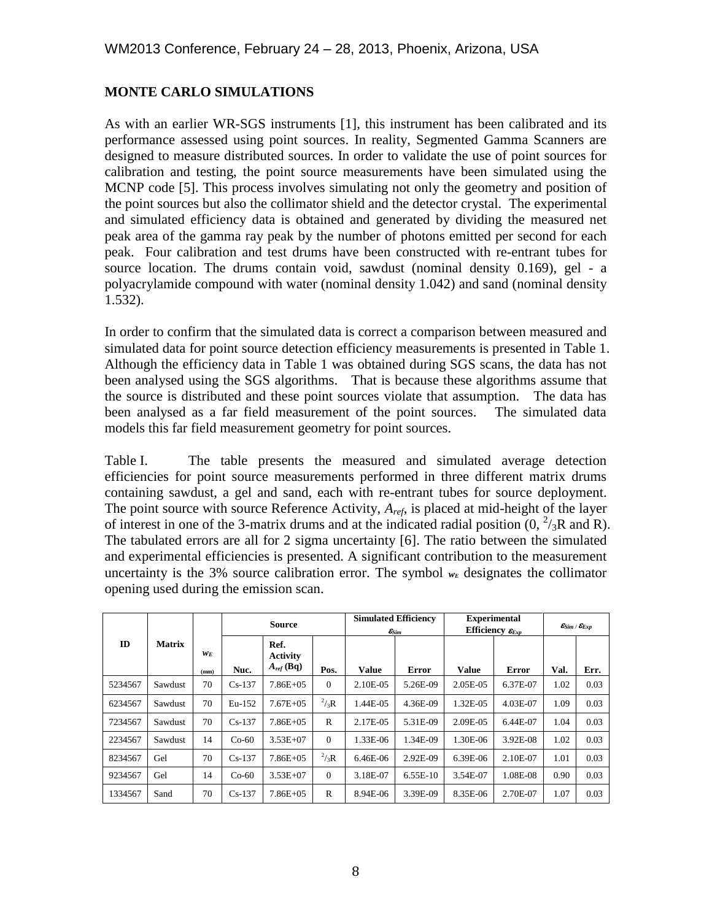## MONTE CARLO SIMULATIONS

As with an earlier WR-SGS instruments [1], this instrument has been calibrated and its performance assessed using point sources. In reality, Segmented Gamma Scanners are designed to measure distributed sources. In order to validate the use of point sources for calibration and testing, the point source measurements have been simulated using the MCNP code [5]. This process involves simulating not only the geometry and position of the point sources but also the collimator shield and the detector crystal. The experimental and simulated efficiency data is obtained and generated by dividing the measured net peak area of the gamma ray peak by the number of photons emitted per second for each peak. Four calibration and test drums have been constructed with re-entrant tubes for source location. The drums contain void, sawdust (nominal density 0.169), gel - a polyacrylamide compound with water (nominal density 1.042) and sand (nominal density 1.532).

In order to confirm that the simulated data is correct a comparison between measured and simulated data for point source detection efficiency measurements is presented in Table 1. Although the efficiency data in Table 1 was obtained during SGS scans, the data has not been analysed using the SGS algorithms. That is because these algorithms assume that the source is distributed and these point sources violate that assumption. The data has been analysed as a far field measurement of the point sources. The simulated data models this far field measurement geometry for point sources.

Table I. The table presents the measured and simulated average detection efficiencies for point source measurements performed in three different matrix drums containing sawdust, a gel and sand, each with re-entrant tubes for source deployment. The point source with source Reference Activity, $A_{ref}$, is placed at mid-height of the layer of interest in one of the 3-matrix drums and at the indicated radial position (0, $^{2}/_{3}$R and R). The tabulated errors are all for 2 sigma uncertainty [6]. The ratio between the simulated and experimental efficiencies is presented. A significant contribution to the measurement uncertainty is the 3% source calibration error. The symbol $w_E$ designates the collimator opening used during the emission scan.

| ID | Matrix | $w_E$ (mm) | Source | | | Simulated Efficiency $\varepsilon_{Sim}$ | | Experimental Efficiency $\varepsilon_{Exp}$ | | $\varepsilon_{Sim}$ / $\varepsilon_{Exp}$ | |
|---|---|---|---|---|---|---|---|---|---|---|---|
| | | | Nuc. | Ref. Activity $A_{ref}$ (Bq) | Pos. | Value | Error | Value | Error | Val. | Err. |
| 5234567 | Sawdust | 70 | Cs-137 | 7.86E+05 | 0 | 2.10E-05 | 5.26E-09 | 2.05E-05 | 6.37E-07 | 1.02 | 0.03 |
| 6234567 | Sawdust | 70 | Eu-152 | 7.67E+05 | $^{2}/_{3}$R | 1.44E-05 | 4.36E-09 | 1.32E-05 | 4.03E-07 | 1.09 | 0.03 |
| 7234567 | Sawdust | 70 | Cs-137 | 7.86E+05 | R | 2.17E-05 | 5.31E-09 | 2.09E-05 | 6.44E-07 | 1.04 | 0.03 |
| 2234567 | Sawdust | 14 | Co-60 | 3.53E+07 | 0 | 1.33E-06 | 1.34E-09 | 1.30E-06 | 3.92E-08 | 1.02 | 0.03 |
| 8234567 | Gel | 70 | Cs-137 | 7.86E+05 | $^{2}/_{3}$R | 6.46E-06 | 2.92E-09 | 6.39E-06 | 2.10E-07 | 1.01 | 0.03 |
| 9234567 | Gel | 14 | Co-60 | 3.53E+07 | 0 | 3.18E-07 | 6.55E-10 | 3.54E-07 | 1.08E-08 | 0.90 | 0.03 |
| 1334567 | Sand | 70 | Cs-137 | 7.86E+05 | R | 8.94E-06 | 3.39E-09 | 8.35E-06 | 2.70E-07 | 1.07 | 0.03 |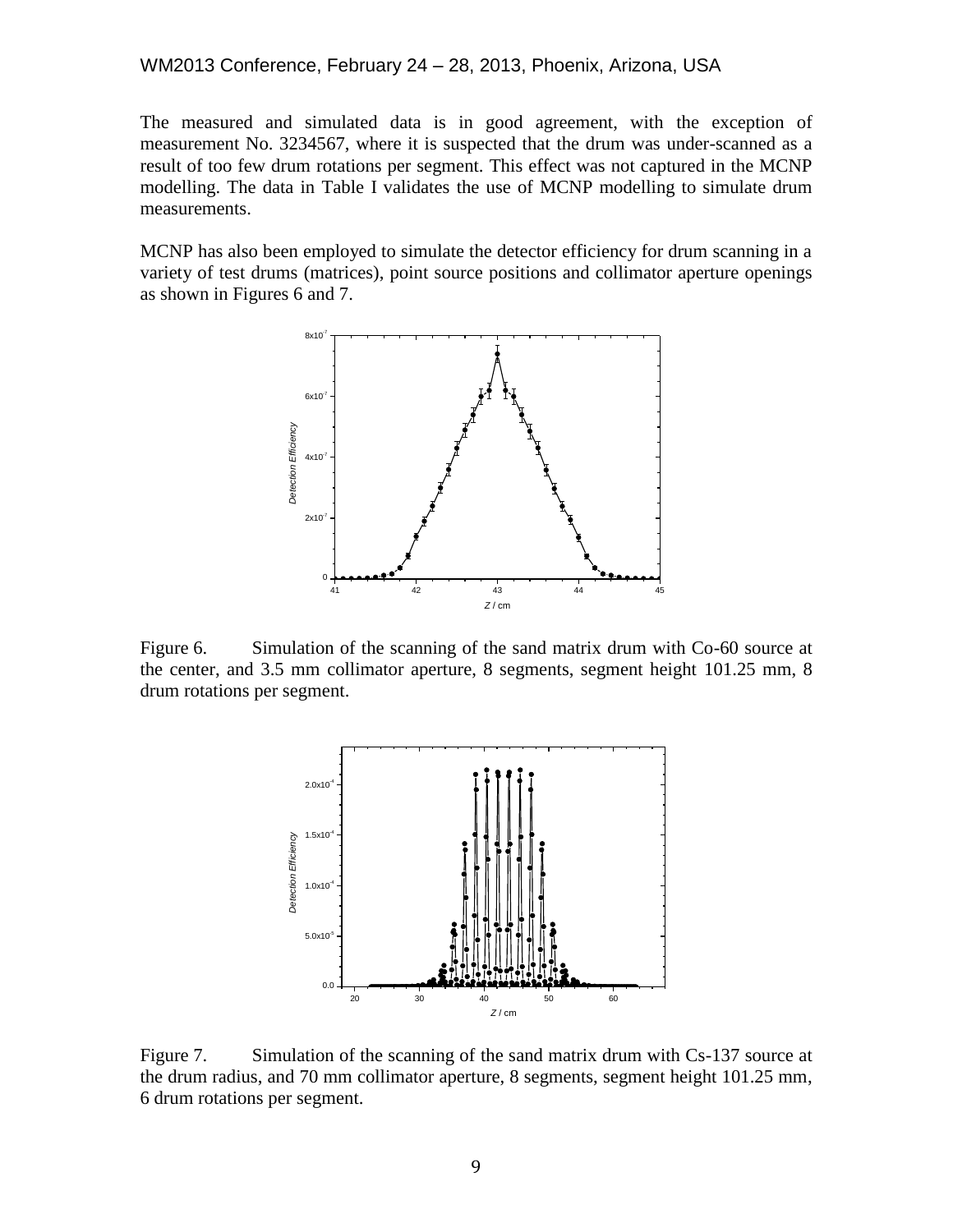The measured and simulated data is in good agreement, with the exception of measurement No. 3234567, where it is suspected that the drum was under-scanned as a result of too few drum rotations per segment. This effect was not captured in the MCNP modelling. The data in Table I validates the use of MCNP modelling to simulate drum measurements.

MCNP has also been employed to simulate the detector efficiency for drum scanning in a variety of test drums (matrices), point source positions and collimator aperture openings as shown in Figures 6 and 7.

Figure 6. Simulation of the scanning of the sand matrix drum with Co-60 source at the center, and 3.5 mm collimator aperture, 8 segments, segment height 101.25 mm, 8 drum rotations per segment.

Figure 7. Simulation of the scanning of the sand matrix drum with Cs-137 source at the drum radius, and 70 mm collimator aperture, 8 segments, segment height 101.25 mm, 6 drum rotations per segment.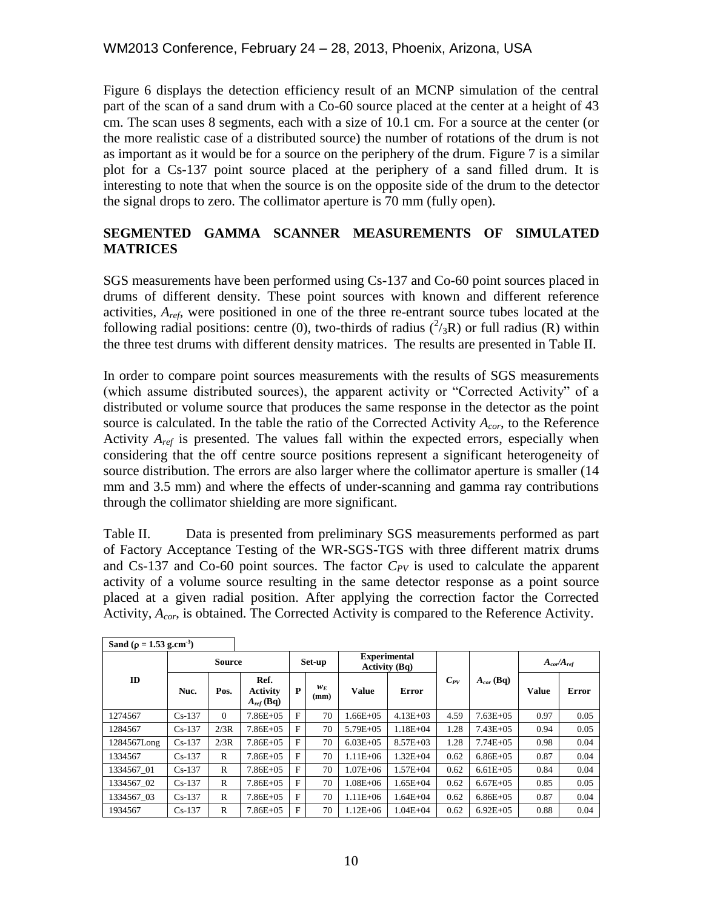Figure 6 displays the detection efficiency result of an MCNP simulation of the central part of the scan of a sand drum with a Co-60 source placed at the center at a height of 43 cm. The scan uses 8 segments, each with a size of 10.1 cm. For a source at the center (or the more realistic case of a distributed source) the number of rotations of the drum is not as important as it would be for a source on the periphery of the drum. Figure 7 is a similar plot for a Cs-137 point source placed at the periphery of a sand filled drum. It is interesting to note that when the source is on the opposite side of the drum to the detector the signal drops to zero. The collimator aperture is 70 mm (fully open).

## SEGMENTED GAMMA SCANNER MEASUREMENTS OF SIMULATED MATRICES

SGS measurements have been performed using Cs-137 and Co-60 point sources placed in drums of different density. These point sources with known and different reference activities, $A_{ref}$, were positioned in one of the three re-entrant source tubes located at the following radial positions: centre (0), two-thirds of radius ($^{2}/_{3}$R) or full radius (R) within the three test drums with different density matrices. The results are presented in Table II.

In order to compare point sources measurements with the results of SGS measurements (which assume distributed sources), the apparent activity or "Corrected Activity" of a distributed or volume source that produces the same response in the detector as the point source is calculated. In the table the ratio of the Corrected Activity $A_{cor}$, to the Reference Activity $A_{ref}$ is presented. The values fall within the expected errors, especially when considering that the off centre source positions represent a significant heterogeneity of source distribution. The errors are also larger where the collimator aperture is smaller (14 mm and 3.5 mm) and where the effects of under-scanning and gamma ray contributions through the collimator shielding are more significant.

Table II. Data is presented from preliminary SGS measurements performed as part of Factory Acceptance Testing of the WR-SGS-TGS with three different matrix drums and Cs-137 and Co-60 point sources. The factor $C_{PV}$ is used to calculate the apparent activity of a volume source resulting in the same detector response as a point source placed at a given radial position. After applying the correction factor the Corrected Activity, $A_{cor}$, is obtained. The Corrected Activity is compared to the Reference Activity.

Sand ($\rho$ = 1.53 g.cm$^{-3}$)

| ID | Source | | | Set-up | | Experimental Activity (Bq) | | $C_{PV}$ | $A_{cor}$ (Bq) | $A_{cor}/A_{ref}$ | |
|---|---|---|---|---|---|---|---|---|---|---|---|
| | Nuc. | Pos. | Ref. Activity $A_{ref}$ (Bq) | P | $W_E$ (mm) | Value | Error | | | Value | Error |
| 1274567 | Cs-137 | 0 | 7.86E+05 | F | 70 | 1.66E+05 | 4.13E+03 | 4.59 | 7.63E+05 | 0.97 | 0.05 |
| 1284567 | Cs-137 | 2/3R | 7.86E+05 | F | 70 | 5.79E+05 | 1.18E+04 | 1.28 | 7.43E+05 | 0.94 | 0.05 |
| 1284567Long | Cs-137 | 2/3R | 7.86E+05 | F | 70 | 6.03E+05 | 8.57E+03 | 1.28 | 7.74E+05 | 0.98 | 0.04 |
| 1334567 | Cs-137 | R | 7.86E+05 | F | 70 | 1.11E+06 | 1.32E+04 | 0.62 | 6.86E+05 | 0.87 | 0.04 |
| 1334567_01 | Cs-137 | R | 7.86E+05 | F | 70 | 1.07E+06 | 1.57E+04 | 0.62 | 6.61E+05 | 0.84 | 0.04 |
| 1334567_02 | Cs-137 | R | 7.86E+05 | F | 70 | 1.08E+06 | 1.65E+04 | 0.62 | 6.67E+05 | 0.85 | 0.05 |
| 1334567_03 | Cs-137 | R | 7.86E+05 | F | 70 | 1.11E+06 | 1.64E+04 | 0.62 | 6.86E+05 | 0.87 | 0.04 |
| 1934567 | Cs-137 | R | 7.86E+05 | F | 70 | 1.12E+06 | 1.04E+04 | 0.62 | 6.92E+05 | 0.88 | 0.04 |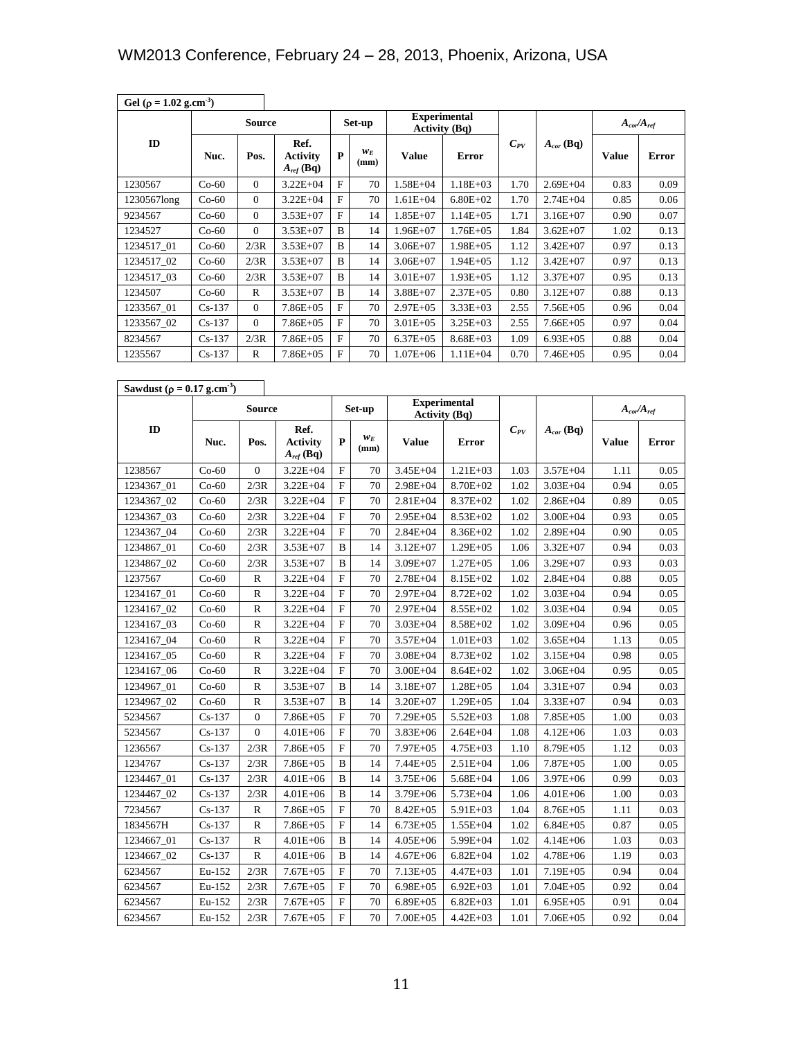**Gel ($\rho$ = 1.02 g.cm$^{-3}$)**

| ID | Source | | | Set-up | | Experimental Activity (Bq) | | $C_{PV}$ | $A_{cor}$ (Bq) | $A_{cor}/A_{ref}$ | |
|---|---|---|---|---|---|---|---|---|---|---|---|
| | Nuc. | Pos. | Ref. Activity $A_{ref}$ (Bq) | P | $w_E$ (mm) | Value | Error | | | Value | Error |
| 1230567 | Co-60 | 0 | 3.22E+04 | F | 70 | 1.58E+04 | 1.18E+03 | 1.70 | 2.69E+04 | 0.83 | 0.09 |
| 1230567long | Co-60 | 0 | 3.22E+04 | F | 70 | 1.61E+04 | 6.80E+02 | 1.70 | 2.74E+04 | 0.85 | 0.06 |
| 9234567 | Co-60 | 0 | 3.53E+07 | F | 14 | 1.85E+07 | 1.14E+05 | 1.71 | 3.16E+07 | 0.90 | 0.07 |
| 1234527 | Co-60 | 0 | 3.53E+07 | B | 14 | 1.96E+07 | 1.76E+05 | 1.84 | 3.62E+07 | 1.02 | 0.13 |
| 1234517_01 | Co-60 | 2/3R | 3.53E+07 | B | 14 | 3.06E+07 | 1.98E+05 | 1.12 | 3.42E+07 | 0.97 | 0.13 |
| 1234517_02 | Co-60 | 2/3R | 3.53E+07 | B | 14 | 3.06E+07 | 1.94E+05 | 1.12 | 3.42E+07 | 0.97 | 0.13 |
| 1234517_03 | Co-60 | 2/3R | 3.53E+07 | B | 14 | 3.01E+07 | 1.93E+05 | 1.12 | 3.37E+07 | 0.95 | 0.13 |
| 1234507 | Co-60 | R | 3.53E+07 | B | 14 | 3.88E+07 | 2.37E+05 | 0.80 | 3.12E+07 | 0.88 | 0.13 |
| 1233567_01 | Cs-137 | 0 | 7.86E+05 | F | 70 | 2.97E+05 | 3.33E+03 | 2.55 | 7.56E+05 | 0.96 | 0.04 |
| 1233567_02 | Cs-137 | 0 | 7.86E+05 | F | 70 | 3.01E+05 | 3.25E+03 | 2.55 | 7.66E+05 | 0.97 | 0.04 |
| 8234567 | Cs-137 | 2/3R | 7.86E+05 | F | 70 | 6.37E+05 | 8.68E+03 | 1.09 | 6.93E+05 | 0.88 | 0.04 |
| 1235567 | Cs-137 | R | 7.86E+05 | F | 70 | 1.07E+06 | 1.11E+04 | 0.70 | 7.46E+05 | 0.95 | 0.04 |

**Sawdust ($\rho$ = 0.17 g.cm$^{-3}$)**

| ID | Source | | | Set-up | | Experimental Activity (Bq) | | $C_{PV}$ | $A_{cor}$ (Bq) | $A_{cor}/A_{ref}$ | |
|---|---|---|---|---|---|---|---|---|---|---|---|
| | Nuc. | Pos. | Ref. Activity $A_{ref}$ (Bq) | P | $w_E$ (mm) | Value | Error | | | Value | Error |
| 1238567 | Co-60 | 0 | 3.22E+04 | F | 70 | 3.45E+04 | 1.21E+03 | 1.03 | 3.57E+04 | 1.11 | 0.05 |
| 1234367_01 | Co-60 | 2/3R | 3.22E+04 | F | 70 | 2.98E+04 | 8.70E+02 | 1.02 | 3.03E+04 | 0.94 | 0.05 |
| 1234367_02 | Co-60 | 2/3R | 3.22E+04 | F | 70 | 2.81E+04 | 8.37E+02 | 1.02 | 2.86E+04 | 0.89 | 0.05 |
| 1234367_03 | Co-60 | 2/3R | 3.22E+04 | F | 70 | 2.95E+04 | 8.53E+02 | 1.02 | 3.00E+04 | 0.93 | 0.05 |
| 1234367_04 | Co-60 | 2/3R | 3.22E+04 | F | 70 | 2.84E+04 | 8.36E+02 | 1.02 | 2.89E+04 | 0.90 | 0.05 |
| 1234867_01 | Co-60 | 2/3R | 3.53E+07 | B | 14 | 3.12E+07 | 1.29E+05 | 1.06 | 3.32E+07 | 0.94 | 0.03 |
| 1234867_02 | Co-60 | 2/3R | 3.53E+07 | B | 14 | 3.09E+07 | 1.27E+05 | 1.06 | 3.29E+07 | 0.93 | 0.03 |
| 1237567 | Co-60 | R | 3.22E+04 | F | 70 | 2.78E+04 | 8.15E+02 | 1.02 | 2.84E+04 | 0.88 | 0.05 |
| 1234167_01 | Co-60 | R | 3.22E+04 | F | 70 | 2.97E+04 | 8.72E+02 | 1.02 | 3.03E+04 | 0.94 | 0.05 |
| 1234167_02 | Co-60 | R | 3.22E+04 | F | 70 | 2.97E+04 | 8.55E+02 | 1.02 | 3.03E+04 | 0.94 | 0.05 |
| 1234167_03 | Co-60 | R | 3.22E+04 | F | 70 | 3.03E+04 | 8.58E+02 | 1.02 | 3.09E+04 | 0.96 | 0.05 |
| 1234167_04 | Co-60 | R | 3.22E+04 | F | 70 | 3.57E+04 | 1.01E+03 | 1.02 | 3.65E+04 | 1.13 | 0.05 |
| 1234167_05 | Co-60 | R | 3.22E+04 | F | 70 | 3.08E+04 | 8.73E+02 | 1.02 | 3.15E+04 | 0.98 | 0.05 |
| 1234167_06 | Co-60 | R | 3.22E+04 | F | 70 | 3.00E+04 | 8.64E+02 | 1.02 | 3.06E+04 | 0.95 | 0.05 |
| 1234967_01 | Co-60 | R | 3.53E+07 | B | 14 | 3.18E+07 | 1.28E+05 | 1.04 | 3.31E+07 | 0.94 | 0.03 |
| 1234967_02 | Co-60 | R | 3.53E+07 | B | 14 | 3.20E+07 | 1.29E+05 | 1.04 | 3.33E+07 | 0.94 | 0.03 |
| 5234567 | Cs-137 | 0 | 7.86E+05 | F | 70 | 7.29E+05 | 5.52E+03 | 1.08 | 7.85E+05 | 1.00 | 0.03 |
| 5234567 | Cs-137 | 0 | 4.01E+06 | F | 70 | 3.83E+06 | 2.64E+04 | 1.08 | 4.12E+06 | 1.03 | 0.03 |
| 1236567 | Cs-137 | 2/3R | 7.86E+05 | F | 70 | 7.97E+05 | 4.75E+03 | 1.10 | 8.79E+05 | 1.12 | 0.03 |
| 1234767 | Cs-137 | 2/3R | 7.86E+05 | B | 14 | 7.44E+05 | 2.51E+04 | 1.06 | 7.87E+05 | 1.00 | 0.05 |
| 1234467_01 | Cs-137 | 2/3R | 4.01E+06 | B | 14 | 3.75E+06 | 5.68E+04 | 1.06 | 3.97E+06 | 0.99 | 0.03 |
| 1234467_02 | Cs-137 | 2/3R | 4.01E+06 | B | 14 | 3.79E+06 | 5.73E+04 | 1.06 | 4.01E+06 | 1.00 | 0.03 |
| 7234567 | Cs-137 | R | 7.86E+05 | F | 70 | 8.42E+05 | 5.91E+03 | 1.04 | 8.76E+05 | 1.11 | 0.03 |
| 1834567H | Cs-137 | R | 7.86E+05 | F | 14 | 6.73E+05 | 1.55E+04 | 1.02 | 6.84E+05 | 0.87 | 0.05 |
| 1234667_01 | Cs-137 | R | 4.01E+06 | B | 14 | 4.05E+06 | 5.99E+04 | 1.02 | 4.14E+06 | 1.03 | 0.03 |
| 1234667_02 | Cs-137 | R | 4.01E+06 | B | 14 | 4.67E+06 | 6.82E+04 | 1.02 | 4.78E+06 | 1.19 | 0.03 |
| 6234567 | Eu-152 | 2/3R | 7.67E+05 | F | 70 | 7.13E+05 | 4.47E+03 | 1.01 | 7.19E+05 | 0.94 | 0.04 |
| 6234567 | Eu-152 | 2/3R | 7.67E+05 | F | 70 | 6.98E+05 | 6.92E+03 | 1.01 | 7.04E+05 | 0.92 | 0.04 |
| 6234567 | Eu-152 | 2/3R | 7.67E+05 | F | 70 | 6.89E+05 | 6.82E+03 | 1.01 | 6.95E+05 | 0.91 | 0.04 |
| 6234567 | Eu-152 | 2/3R | 7.67E+05 | F | 70 | 7.00E+05 | 4.42E+03 | 1.01 | 7.06E+05 | 0.92 | 0.04 |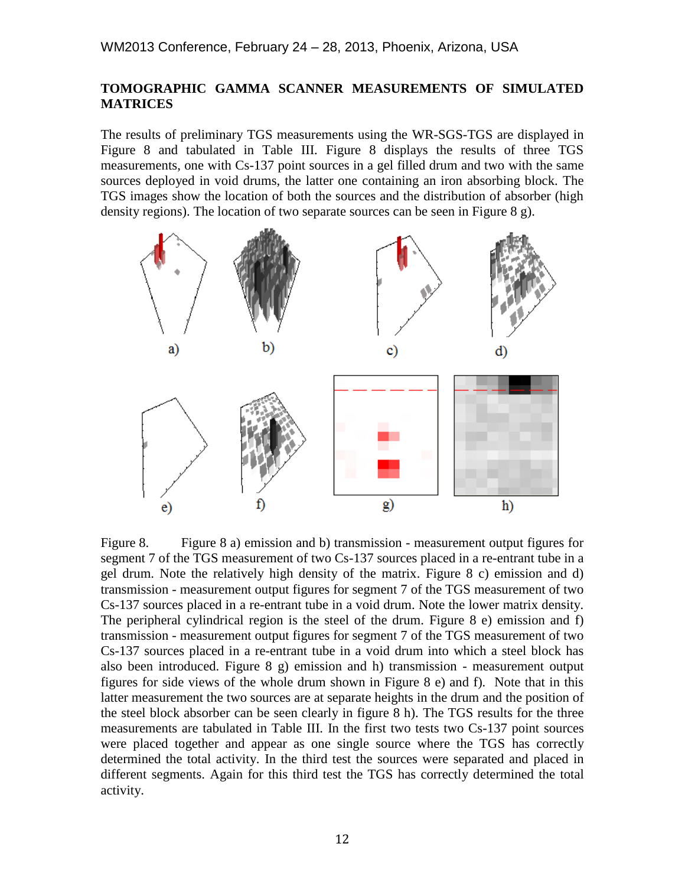## TOMOGRAPHIC GAMMA SCANNER MEASUREMENTS OF SIMULATED MATRICES

The results of preliminary TGS measurements using the WR-SGS-TGS are displayed in Figure 8 and tabulated in Table III. Figure 8 displays the results of three TGS measurements, one with Cs-137 point sources in a gel filled drum and two with the same sources deployed in void drums, the latter one containing an iron absorbing block. The TGS images show the location of both the sources and the distribution of absorber (high density regions). The location of two separate sources can be seen in Figure 8 g).

a) b) c) d)

e) f) g) h)

Figure 8. Figure 8 a) emission and b) transmission - measurement output figures for segment 7 of the TGS measurement of two Cs-137 sources placed in a re-entrant tube in a gel drum. Note the relatively high density of the matrix. Figure 8 c) emission and d) transmission - measurement output figures for segment 7 of the TGS measurement of two Cs-137 sources placed in a re-entrant tube in a void drum. Note the lower matrix density. The peripheral cylindrical region is the steel of the drum. Figure 8 e) emission and f) transmission - measurement output figures for segment 7 of the TGS measurement of two Cs-137 sources placed in a re-entrant tube in a void drum into which a steel block has also been introduced. Figure 8 g) emission and h) transmission - measurement output figures for side views of the whole drum shown in Figure 8 e) and f). Note that in this latter measurement the two sources are at separate heights in the drum and the position of the steel block absorber can be seen clearly in figure 8 h). The TGS results for the three measurements are tabulated in Table III. In the first two tests two Cs-137 point sources were placed together and appear as one single source where the TGS has correctly determined the total activity. In the third test the sources were separated and placed in different segments. Again for this third test the TGS has correctly determined the total activity.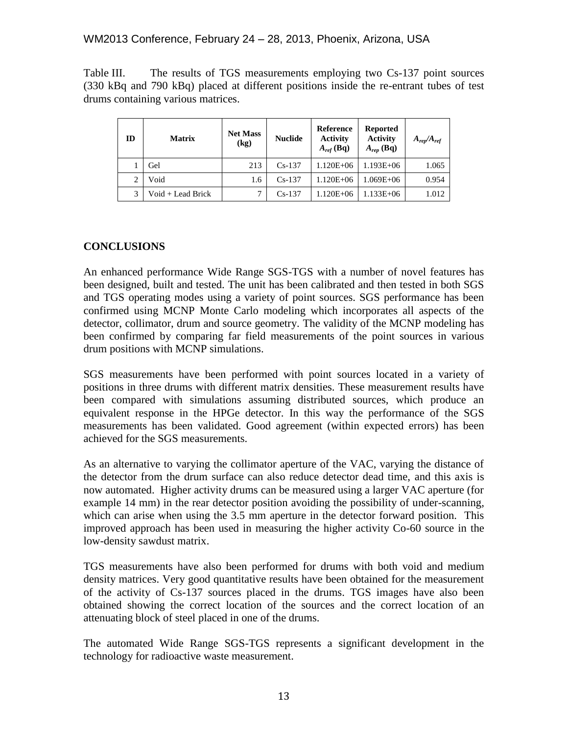Table III. The results of TGS measurements employing two Cs-137 point sources (330 kBq and 790 kBq) placed at different positions inside the re-entrant tubes of test drums containing various matrices.

| ID | Matrix | Net Mass (kg) | Nuclide | Reference Activity $A_{ref}$ (Bq) | Reported Activity $A_{rep}$ (Bq) | $A_{rep}/A_{ref}$ |
|---|---|---|---|---|---|---|
| 1 | Gel | 213 | Cs-137 | 1.120E+06 | 1.193E+06 | 1.065 |
| 2 | Void | 1.6 | Cs-137 | 1.120E+06 | 1.069E+06 | 0.954 |
| 3 | Void + Lead Brick | 7 | Cs-137 | 1.120E+06 | 1.133E+06 | 1.012 |

## CONCLUSIONS

An enhanced performance Wide Range SGS-TGS with a number of novel features has been designed, built and tested. The unit has been calibrated and then tested in both SGS and TGS operating modes using a variety of point sources. SGS performance has been confirmed using MCNP Monte Carlo modeling which incorporates all aspects of the detector, collimator, drum and source geometry. The validity of the MCNP modeling has been confirmed by comparing far field measurements of the point sources in various drum positions with MCNP simulations.

SGS measurements have been performed with point sources located in a variety of positions in three drums with different matrix densities. These measurement results have been compared with simulations assuming distributed sources, which produce an equivalent response in the HPGe detector. In this way the performance of the SGS measurements has been validated. Good agreement (within expected errors) has been achieved for the SGS measurements.

As an alternative to varying the collimator aperture of the VAC, varying the distance of the detector from the drum surface can also reduce detector dead time, and this axis is now automated. Higher activity drums can be measured using a larger VAC aperture (for example 14 mm) in the rear detector position avoiding the possibility of under-scanning, which can arise when using the 3.5 mm aperture in the detector forward position. This improved approach has been used in measuring the higher activity Co-60 source in the low-density sawdust matrix.

TGS measurements have also been performed for drums with both void and medium density matrices. Very good quantitative results have been obtained for the measurement of the activity of Cs-137 sources placed in the drums. TGS images have also been obtained showing the correct location of the sources and the correct location of an attenuating block of steel placed in one of the drums.

The automated Wide Range SGS-TGS represents a significant development in the technology for radioactive waste measurement.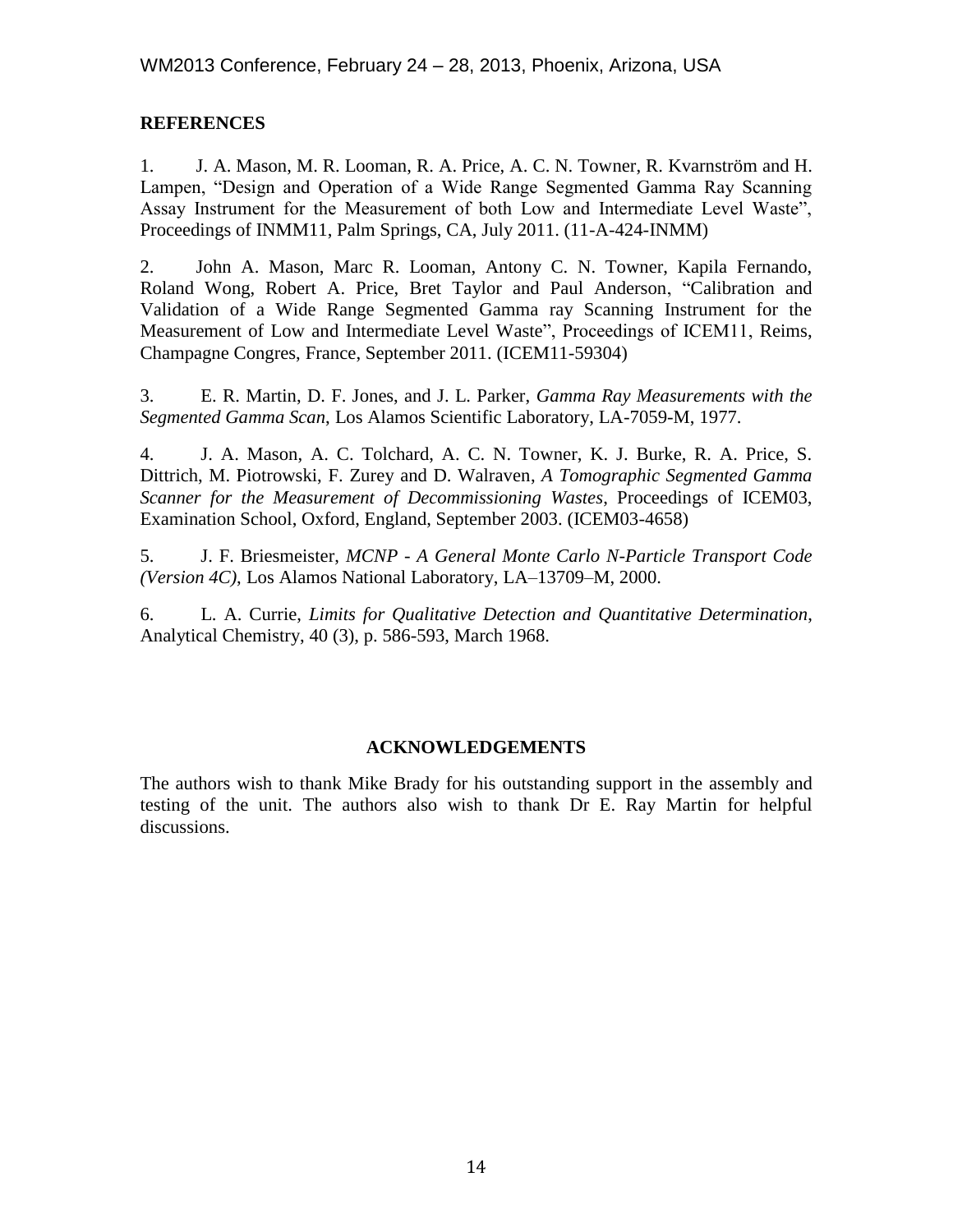## REFERENCES

1. J. A. Mason, M. R. Looman, R. A. Price, A. C. N. Towner, R. Kvarnström and H. Lampen, "Design and Operation of a Wide Range Segmented Gamma Ray Scanning Assay Instrument for the Measurement of both Low and Intermediate Level Waste", Proceedings of INMM11, Palm Springs, CA, July 2011. (11-A-424-INMM)

2. John A. Mason, Marc R. Looman, Antony C. N. Towner, Kapila Fernando, Roland Wong, Robert A. Price, Bret Taylor and Paul Anderson, "Calibration and Validation of a Wide Range Segmented Gamma ray Scanning Instrument for the Measurement of Low and Intermediate Level Waste", Proceedings of ICEM11, Reims, Champagne Congres, France, September 2011. (ICEM11-59304)

3. E. R. Martin, D. F. Jones, and J. L. Parker, *Gamma Ray Measurements with the Segmented Gamma Scan*, Los Alamos Scientific Laboratory, LA-7059-M, 1977.

4. J. A. Mason, A. C. Tolchard, A. C. N. Towner, K. J. Burke, R. A. Price, S. Dittrich, M. Piotrowski, F. Zurey and D. Walraven, *A Tomographic Segmented Gamma Scanner for the Measurement of Decommissioning Wastes*, Proceedings of ICEM03, Examination School, Oxford, England, September 2003. (ICEM03-4658)

5. J. F. Briesmeister, *MCNP - A General Monte Carlo N-Particle Transport Code (Version 4C)*, Los Alamos National Laboratory, LA–13709–M, 2000.

6. L. A. Currie, *Limits for Qualitative Detection and Quantitative Determination*, Analytical Chemistry, 40 (3), p. 586-593, March 1968.

## ACKNOWLEDGEMENTS

The authors wish to thank Mike Brady for his outstanding support in the assembly and testing of the unit. The authors also wish to thank Dr E. Ray Martin for helpful discussions.